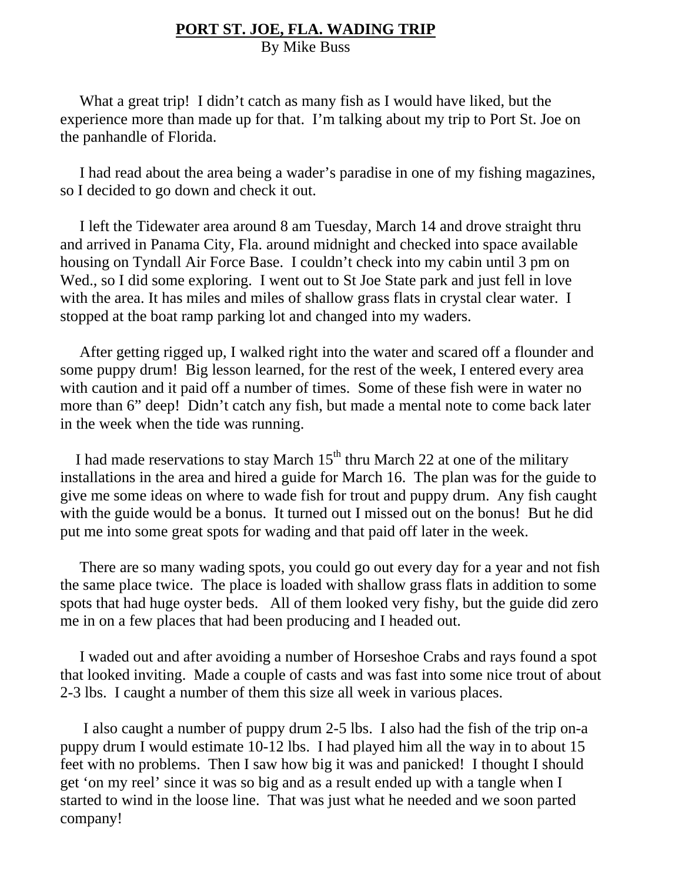# PORT ST. JOE, FLA. WADING TRIP

By Mike Buss

What a great trip! I didn't catch as many fish as I would have liked, but the experience more than made up for that. I'm talking about my trip to Port St. Joe on the panhandle of Florida.

I had read about the area being a wader's paradise in one of my fishing magazines, so I decided to go down and check it out.

I left the Tidewater area around 8 am Tuesday, March 14 and drove straight thru and arrived in Panama City, Fla. around midnight and checked into space available housing on Tyndall Air Force Base. I couldn't check into my cabin until 3 pm on Wed., so I did some exploring. I went out to St Joe State park and just fell in love with the area. It has miles and miles of shallow grass flats in crystal clear water. I stopped at the boat ramp parking lot and changed into my waders.

After getting rigged up, I walked right into the water and scared off a flounder and some puppy drum! Big lesson learned, for the rest of the week, I entered every area with caution and it paid off a number of times. Some of these fish were in water no more than 6" deep! Didn't catch any fish, but made a mental note to come back later in the week when the tide was running.

I had made reservations to stay March 15th thru March 22 at one of the military installations in the area and hired a guide for March 16. The plan was for the guide to give me some ideas on where to wade fish for trout and puppy drum. Any fish caught with the guide would be a bonus. It turned out I missed out on the bonus! But he did put me into some great spots for wading and that paid off later in the week.

There are so many wading spots, you could go out every day for a year and not fish the same place twice. The place is loaded with shallow grass flats in addition to some spots that had huge oyster beds. All of them looked very fishy, but the guide did zero me in on a few places that had been producing and I headed out.

I waded out and after avoiding a number of Horseshoe Crabs and rays found a spot that looked inviting. Made a couple of casts and was fast into some nice trout of about 2-3 lbs. I caught a number of them this size all week in various places.

I also caught a number of puppy drum 2-5 lbs. I also had the fish of the trip on-a puppy drum I would estimate 10-12 lbs. I had played him all the way in to about 15 feet with no problems. Then I saw how big it was and panicked! I thought I should get 'on my reel' since it was so big and as a result ended up with a tangle when I started to wind in the loose line. That was just what he needed and we soon parted company!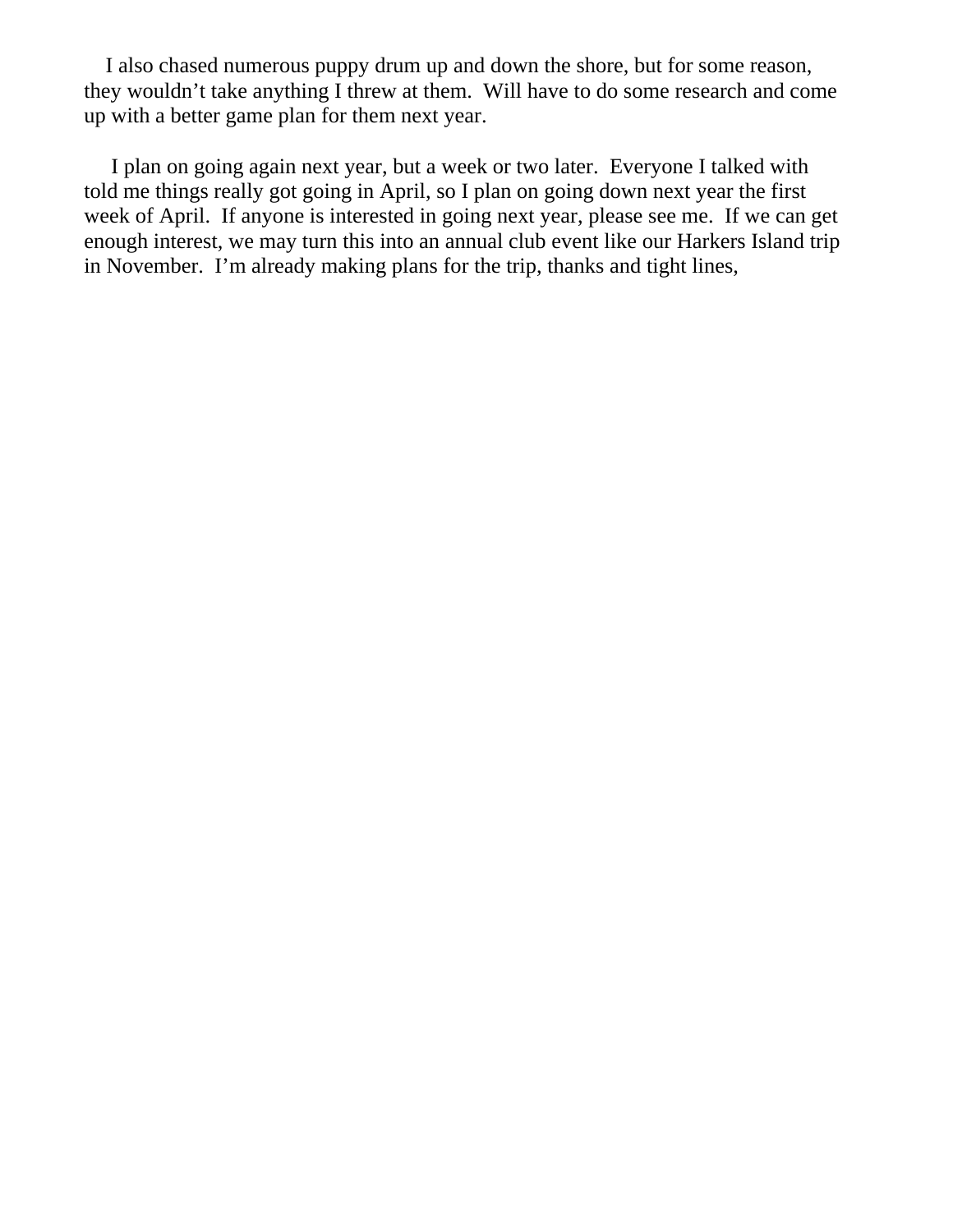I also chased numerous puppy drum up and down the shore, but for some reason, they wouldn't take anything I threw at them. Will have to do some research and come up with a better game plan for them next year.

I plan on going again next year, but a week or two later. Everyone I talked with told me things really got going in April, so I plan on going down next year the first week of April. If anyone is interested in going next year, please see me. If we can get enough interest, we may turn this into an annual club event like our Harkers Island trip in November. I'm already making plans for the trip, thanks and tight lines,